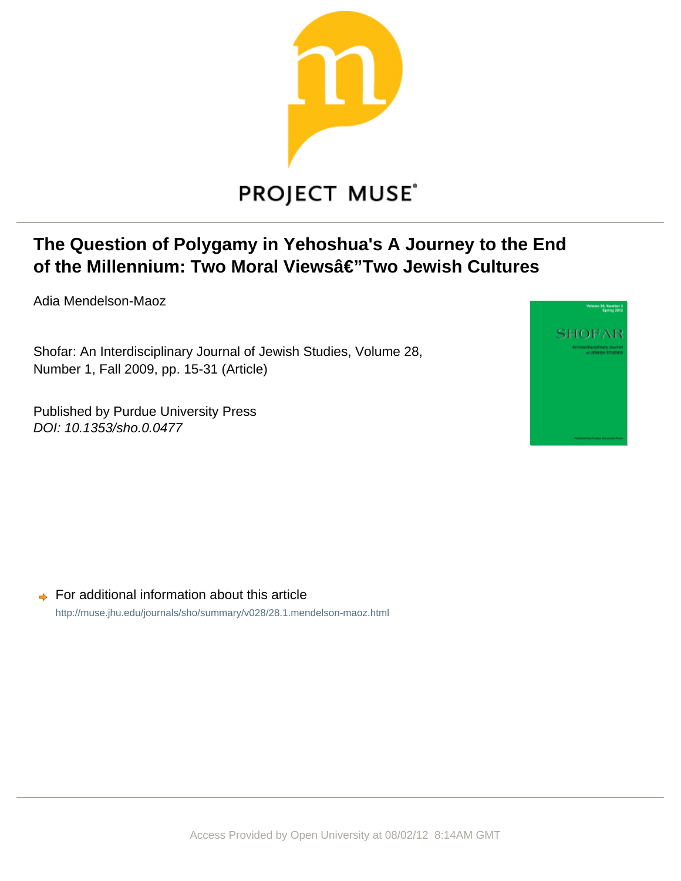PROJECT MUSE®

# The Question of Polygamy in Yehoshua's A Journey to the End of the Millennium: Two Moral Viewsâ€”Two Jewish Cultures

Adia Mendelson-Maoz

Shofar: An Interdisciplinary Journal of Jewish Studies, Volume 28, Number 1, Fall 2009, pp. 15-31 (Article)

Published by Purdue University Press
*DOI: 10.1353/sho.0.0477*

For additional information about this article

http://muse.jhu.edu/journals/sho/summary/v028/28.1.mendelson-maoz.html

Access Provided by Open University at 08/02/12 8:14AM GMT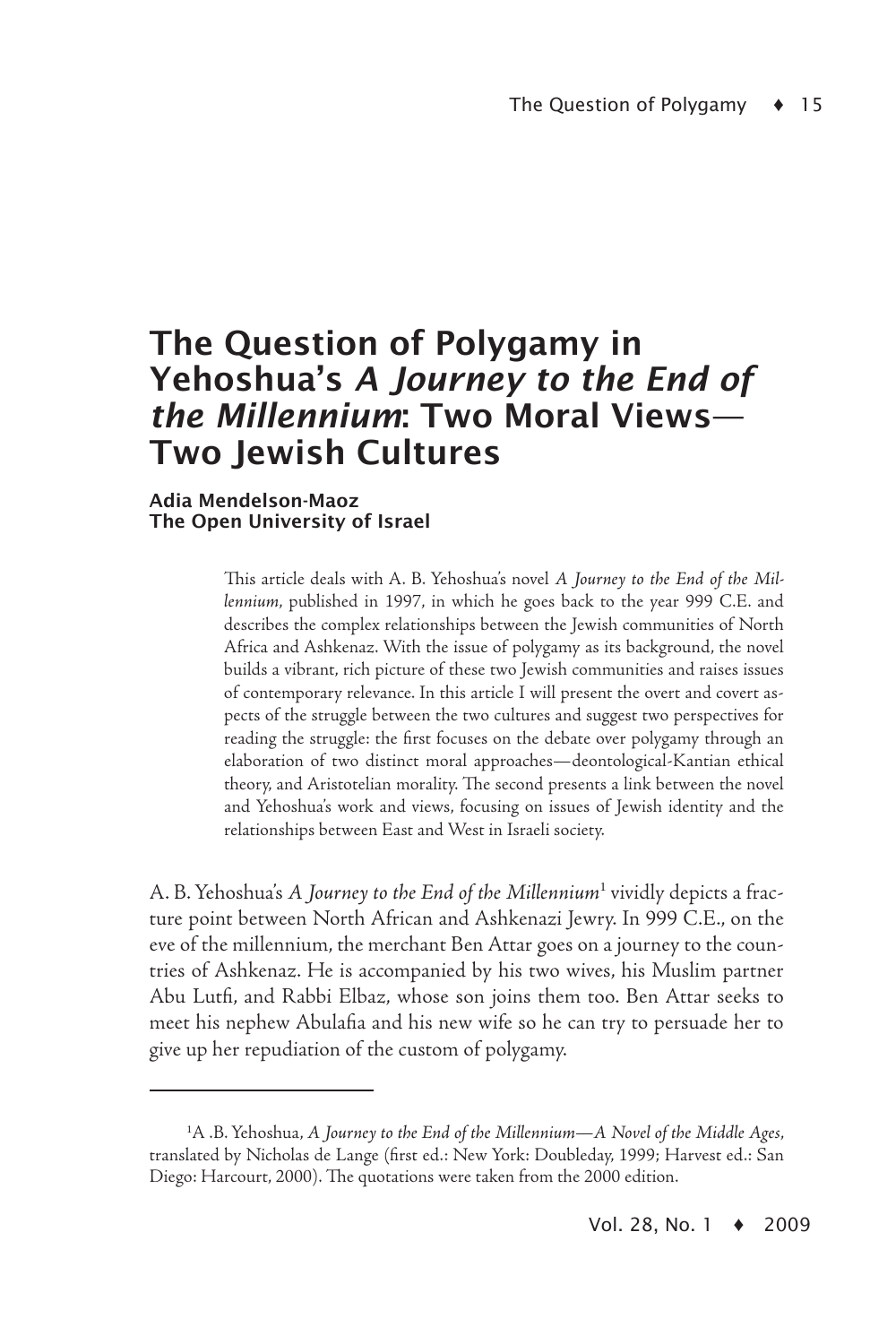# The Question of Polygamy in Yehoshua's *A Journey to the End of the Millennium*: Two Moral Views—Two Jewish Cultures

**Adia Mendelson-Maoz**
**The Open University of Israel**

> This article deals with A. B. Yehoshua's novel *A Journey to the End of the Millennium*, published in 1997, in which he goes back to the year 999 C.E. and describes the complex relationships between the Jewish communities of North Africa and Ashkenaz. With the issue of polygamy as its background, the novel builds a vibrant, rich picture of these two Jewish communities and raises issues of contemporary relevance. In this article I will present the overt and covert aspects of the struggle between the two cultures and suggest two perspectives for reading the struggle: the first focuses on the debate over polygamy through an elaboration of two distinct moral approaches—deontological-Kantian ethical theory, and Aristotelian morality. The second presents a link between the novel and Yehoshua's work and views, focusing on issues of Jewish identity and the relationships between East and West in Israeli society.

A. B. Yehoshua's *A Journey to the End of the Millennium*[1] vividly depicts a fracture point between North African and Ashkenazi Jewry. In 999 C.E., on the eve of the millennium, the merchant Ben Attar goes on a journey to the countries of Ashkenaz. He is accompanied by his two wives, his Muslim partner Abu Lutfi, and Rabbi Elbaz, whose son joins them too. Ben Attar seeks to meet his nephew Abulafia and his new wife so he can try to persuade her to give up her repudiation of the custom of polygamy.

---

[1] A .B. Yehoshua, *A Journey to the End of the Millennium—A Novel of the Middle Ages*, translated by Nicholas de Lange (first ed.: New York: Doubleday, 1999; Harvest ed.: San Diego: Harcourt, 2000). The quotations were taken from the 2000 edition.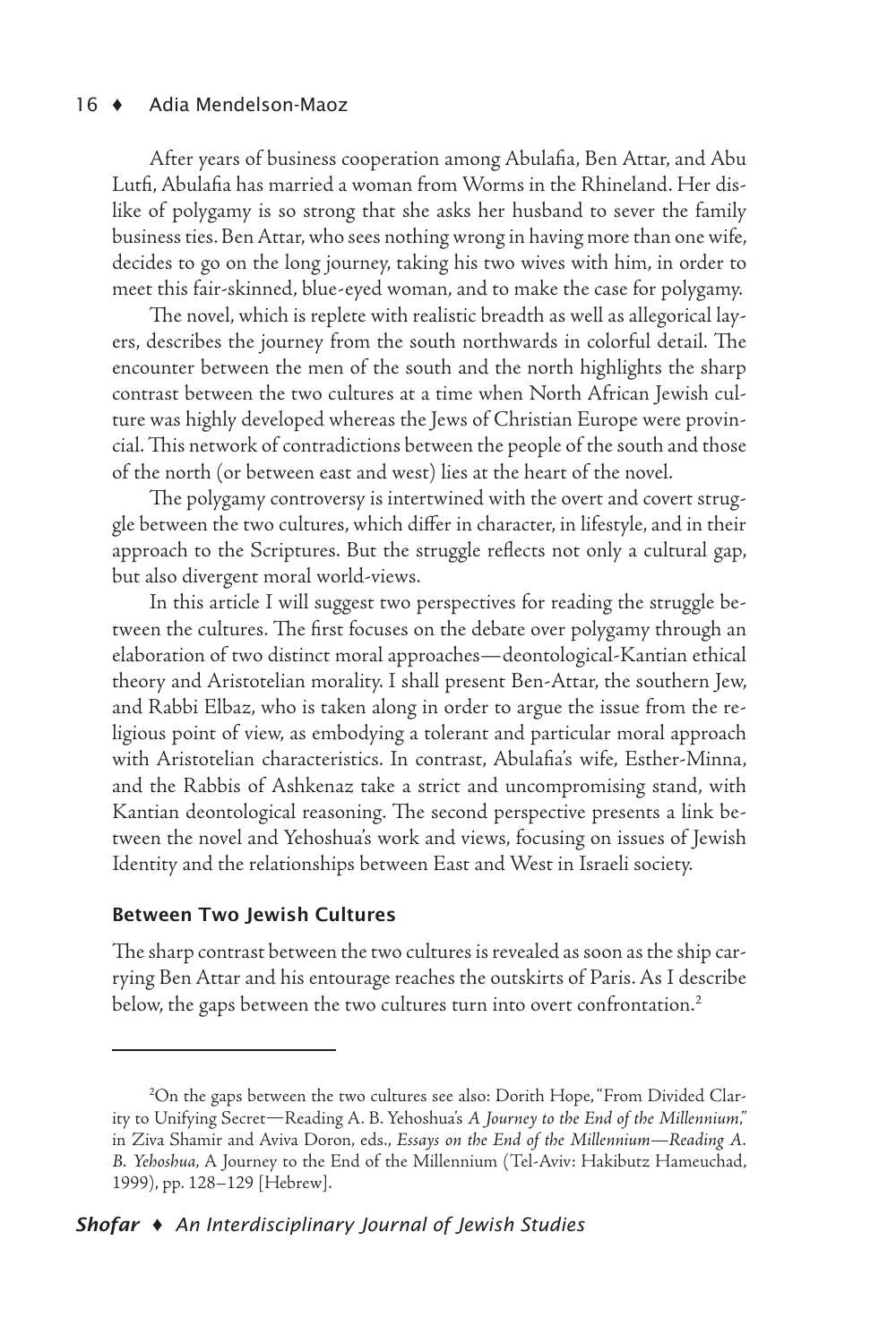After years of business cooperation among Abulafia, Ben Attar, and Abu Lutfi, Abulafia has married a woman from Worms in the Rhineland. Her dislike of polygamy is so strong that she asks her husband to sever the family business ties. Ben Attar, who sees nothing wrong in having more than one wife, decides to go on the long journey, taking his two wives with him, in order to meet this fair-skinned, blue-eyed woman, and to make the case for polygamy.

The novel, which is replete with realistic breadth as well as allegorical layers, describes the journey from the south northwards in colorful detail. The encounter between the men of the south and the north highlights the sharp contrast between the two cultures at a time when North African Jewish culture was highly developed whereas the Jews of Christian Europe were provincial. This network of contradictions between the people of the south and those of the north (or between east and west) lies at the heart of the novel.

The polygamy controversy is intertwined with the overt and covert struggle between the two cultures, which differ in character, in lifestyle, and in their approach to the Scriptures. But the struggle reflects not only a cultural gap, but also divergent moral world-views.

In this article I will suggest two perspectives for reading the struggle between the cultures. The first focuses on the debate over polygamy through an elaboration of two distinct moral approaches—deontological-Kantian ethical theory and Aristotelian morality. I shall present Ben-Attar, the southern Jew, and Rabbi Elbaz, who is taken along in order to argue the issue from the religious point of view, as embodying a tolerant and particular moral approach with Aristotelian characteristics. In contrast, Abulafia's wife, Esther-Minna, and the Rabbis of Ashkenaz take a strict and uncompromising stand, with Kantian deontological reasoning. The second perspective presents a link between the novel and Yehoshua's work and views, focusing on issues of Jewish Identity and the relationships between East and West in Israeli society.

## Between Two Jewish Cultures

The sharp contrast between the two cultures is revealed as soon as the ship carrying Ben Attar and his entourage reaches the outskirts of Paris. As I describe below, the gaps between the two cultures turn into overt confrontation.[2]

---

[2]On the gaps between the two cultures see also: Dorith Hope, "From Divided Clarity to Unifying Secret—Reading A. B. Yehoshua's *A Journey to the End of the Millennium*," in Ziva Shamir and Aviva Doron, eds., *Essays on the End of the Millennium—Reading A. B. Yehoshua*, A Journey to the End of the Millennium (Tel-Aviv: Hakibutz Hameuchad, 1999), pp. 128–129 [Hebrew].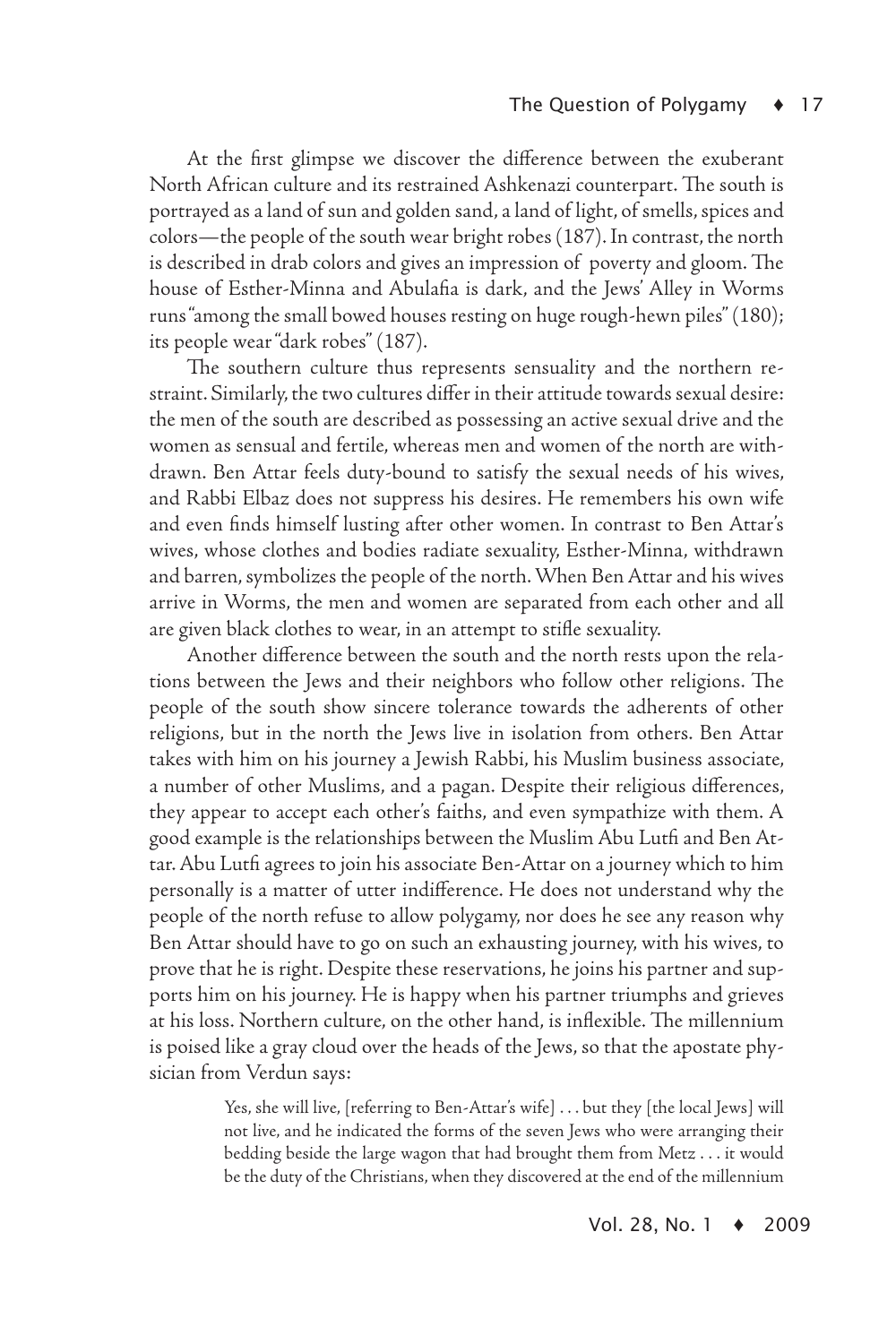At the first glimpse we discover the difference between the exuberant North African culture and its restrained Ashkenazi counterpart. The south is portrayed as a land of sun and golden sand, a land of light, of smells, spices and colors—the people of the south wear bright robes (187). In contrast, the north is described in drab colors and gives an impression of poverty and gloom. The house of Esther-Minna and Abulafia is dark, and the Jews' Alley in Worms runs "among the small bowed houses resting on huge rough-hewn piles" (180); its people wear "dark robes" (187).

The southern culture thus represents sensuality and the northern restraint. Similarly, the two cultures differ in their attitude towards sexual desire: the men of the south are described as possessing an active sexual drive and the women as sensual and fertile, whereas men and women of the north are withdrawn. Ben Attar feels duty-bound to satisfy the sexual needs of his wives, and Rabbi Elbaz does not suppress his desires. He remembers his own wife and even finds himself lusting after other women. In contrast to Ben Attar's wives, whose clothes and bodies radiate sexuality, Esther-Minna, withdrawn and barren, symbolizes the people of the north. When Ben Attar and his wives arrive in Worms, the men and women are separated from each other and all are given black clothes to wear, in an attempt to stifle sexuality.

Another difference between the south and the north rests upon the relations between the Jews and their neighbors who follow other religions. The people of the south show sincere tolerance towards the adherents of other religions, but in the north the Jews live in isolation from others. Ben Attar takes with him on his journey a Jewish Rabbi, his Muslim business associate, a number of other Muslims, and a pagan. Despite their religious differences, they appear to accept each other's faiths, and even sympathize with them. A good example is the relationships between the Muslim Abu Lutfi and Ben Attar. Abu Lutfi agrees to join his associate Ben-Attar on a journey which to him personally is a matter of utter indifference. He does not understand why the people of the north refuse to allow polygamy, nor does he see any reason why Ben Attar should have to go on such an exhausting journey, with his wives, to prove that he is right. Despite these reservations, he joins his partner and supports him on his journey. He is happy when his partner triumphs and grieves at his loss. Northern culture, on the other hand, is inflexible. The millennium is poised like a gray cloud over the heads of the Jews, so that the apostate physician from Verdun says:

> Yes, she will live, [referring to Ben-Attar's wife] . . . but they [the local Jews] will not live, and he indicated the forms of the seven Jews who were arranging their bedding beside the large wagon that had brought them from Metz . . . it would be the duty of the Christians, when they discovered at the end of the millennium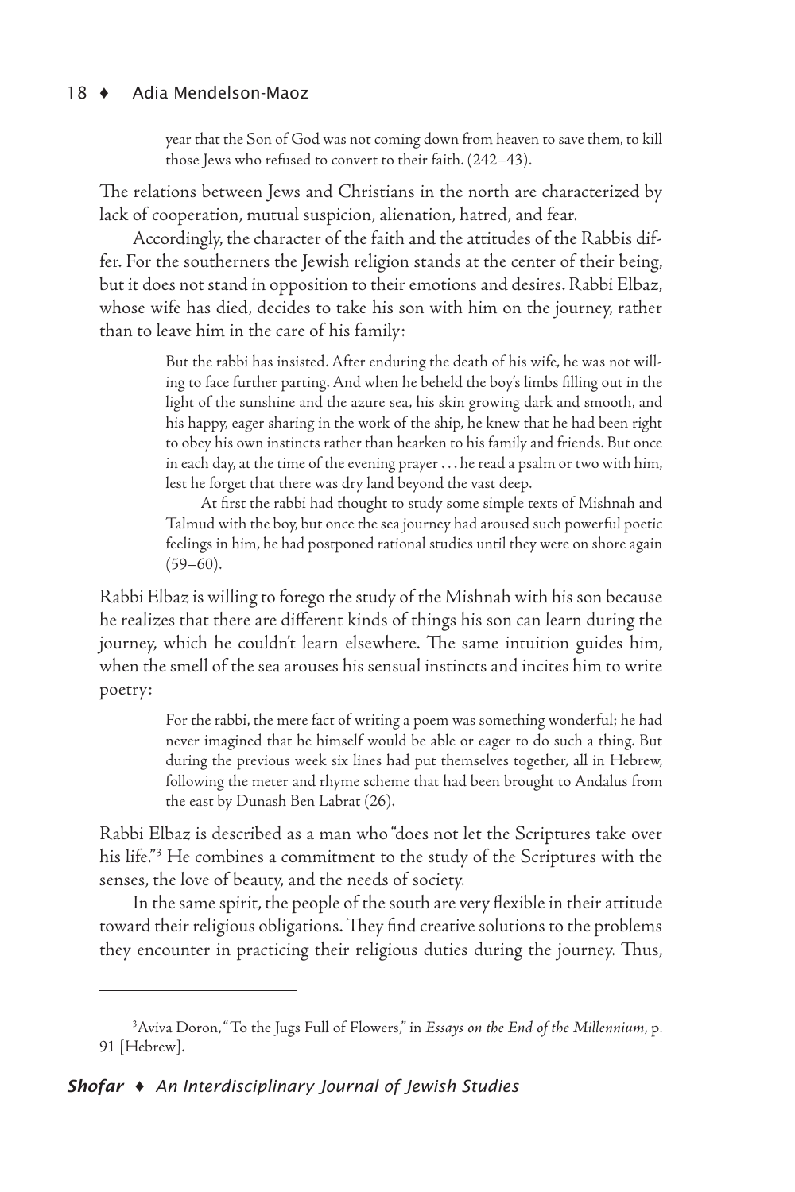> year that the Son of God was not coming down from heaven to save them, to kill those Jews who refused to convert to their faith. (242–43).

The relations between Jews and Christians in the north are characterized by lack of cooperation, mutual suspicion, alienation, hatred, and fear.

Accordingly, the character of the faith and the attitudes of the Rabbis differ. For the southerners the Jewish religion stands at the center of their being, but it does not stand in opposition to their emotions and desires. Rabbi Elbaz, whose wife has died, decides to take his son with him on the journey, rather than to leave him in the care of his family:

> But the rabbi has insisted. After enduring the death of his wife, he was not willing to face further parting. And when he beheld the boy's limbs filling out in the light of the sunshine and the azure sea, his skin growing dark and smooth, and his happy, eager sharing in the work of the ship, he knew that he had been right to obey his own instincts rather than hearken to his family and friends. But once in each day, at the time of the evening prayer . . . he read a psalm or two with him, lest he forget that there was dry land beyond the vast deep.
>
> At first the rabbi had thought to study some simple texts of Mishnah and Talmud with the boy, but once the sea journey had aroused such powerful poetic feelings in him, he had postponed rational studies until they were on shore again (59–60).

Rabbi Elbaz is willing to forego the study of the Mishnah with his son because he realizes that there are different kinds of things his son can learn during the journey, which he couldn't learn elsewhere. The same intuition guides him, when the smell of the sea arouses his sensual instincts and incites him to write poetry:

> For the rabbi, the mere fact of writing a poem was something wonderful; he had never imagined that he himself would be able or eager to do such a thing. But during the previous week six lines had put themselves together, all in Hebrew, following the meter and rhyme scheme that had been brought to Andalus from the east by Dunash Ben Labrat (26).

Rabbi Elbaz is described as a man who "does not let the Scriptures take over his life."[3] He combines a commitment to the study of the Scriptures with the senses, the love of beauty, and the needs of society.

In the same spirit, the people of the south are very flexible in their attitude toward their religious obligations. They find creative solutions to the problems they encounter in practicing their religious duties during the journey. Thus,

---

[3]Aviva Doron, "To the Jugs Full of Flowers," in *Essays on the End of the Millennium*, p. 91 [Hebrew].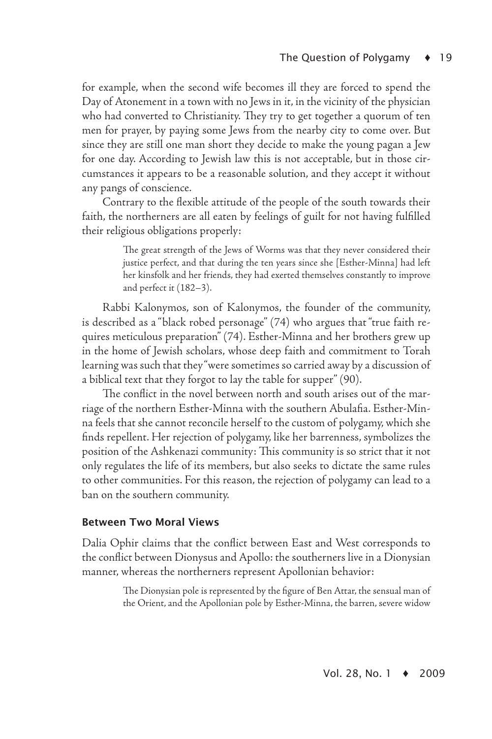for example, when the second wife becomes ill they are forced to spend the Day of Atonement in a town with no Jews in it, in the vicinity of the physician who had converted to Christianity. They try to get together a quorum of ten men for prayer, by paying some Jews from the nearby city to come over. But since they are still one man short they decide to make the young pagan a Jew for one day. According to Jewish law this is not acceptable, but in those circumstances it appears to be a reasonable solution, and they accept it without any pangs of conscience.

Contrary to the flexible attitude of the people of the south towards their faith, the northerners are all eaten by feelings of guilt for not having fulfilled their religious obligations properly:

> The great strength of the Jews of Worms was that they never considered their justice perfect, and that during the ten years since she [Esther-Minna] had left her kinsfolk and her friends, they had exerted themselves constantly to improve and perfect it (182–3).

Rabbi Kalonymos, son of Kalonymos, the founder of the community, is described as a "black robed personage" (74) who argues that "true faith requires meticulous preparation" (74). Esther-Minna and her brothers grew up in the home of Jewish scholars, whose deep faith and commitment to Torah learning was such that they "were sometimes so carried away by a discussion of a biblical text that they forgot to lay the table for supper" (90).

The conflict in the novel between north and south arises out of the marriage of the northern Esther-Minna with the southern Abulafia. Esther-Minna feels that she cannot reconcile herself to the custom of polygamy, which she finds repellent. Her rejection of polygamy, like her barrenness, symbolizes the position of the Ashkenazi community: This community is so strict that it not only regulates the life of its members, but also seeks to dictate the same rules to other communities. For this reason, the rejection of polygamy can lead to a ban on the southern community.

### Between Two Moral Views

Dalia Ophir claims that the conflict between East and West corresponds to the conflict between Dionysus and Apollo: the southerners live in a Dionysian manner, whereas the northerners represent Apollonian behavior:

> The Dionysian pole is represented by the figure of Ben Attar, the sensual man of the Orient, and the Apollonian pole by Esther-Minna, the barren, severe widow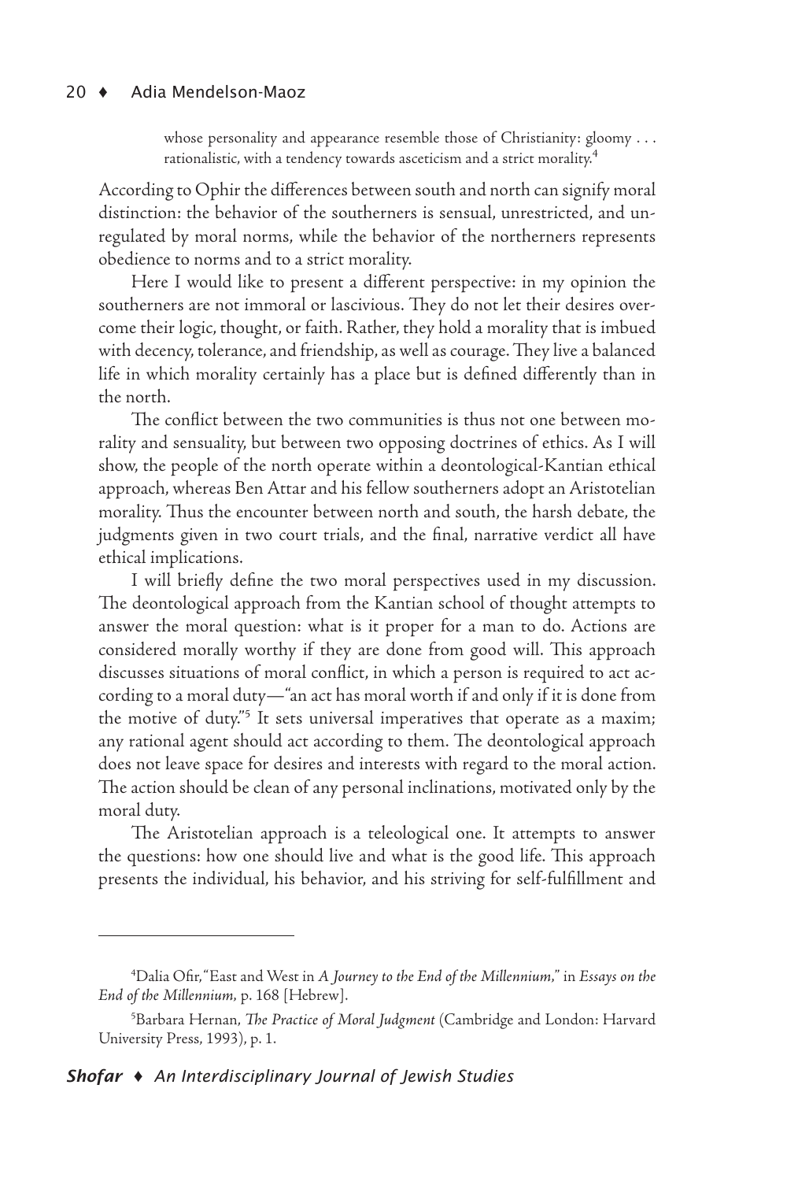whose personality and appearance resemble those of Christianity: gloomy . . . rationalistic, with a tendency towards asceticism and a strict morality.[4]

According to Ophir the differences between south and north can signify moral distinction: the behavior of the southerners is sensual, unrestricted, and unregulated by moral norms, while the behavior of the northerners represents obedience to norms and to a strict morality.

Here I would like to present a different perspective: in my opinion the southerners are not immoral or lascivious. They do not let their desires overcome their logic, thought, or faith. Rather, they hold a morality that is imbued with decency, tolerance, and friendship, as well as courage. They live a balanced life in which morality certainly has a place but is defined differently than in the north.

The conflict between the two communities is thus not one between morality and sensuality, but between two opposing doctrines of ethics. As I will show, the people of the north operate within a deontological-Kantian ethical approach, whereas Ben Attar and his fellow southerners adopt an Aristotelian morality. Thus the encounter between north and south, the harsh debate, the judgments given in two court trials, and the final, narrative verdict all have ethical implications.

I will briefly define the two moral perspectives used in my discussion. The deontological approach from the Kantian school of thought attempts to answer the moral question: what is it proper for a man to do. Actions are considered morally worthy if they are done from good will. This approach discusses situations of moral conflict, in which a person is required to act according to a moral duty—"an act has moral worth if and only if it is done from the motive of duty."[5] It sets universal imperatives that operate as a maxim; any rational agent should act according to them. The deontological approach does not leave space for desires and interests with regard to the moral action. The action should be clean of any personal inclinations, motivated only by the moral duty.

The Aristotelian approach is a teleological one. It attempts to answer the questions: how one should live and what is the good life. This approach presents the individual, his behavior, and his striving for self-fulfillment and

---

[4]Dalia Ofir, "East and West in *A Journey to the End of the Millennium*," in *Essays on the End of the Millennium*, p. 168 [Hebrew].

[5]Barbara Hernan, *The Practice of Moral Judgment* (Cambridge and London: Harvard University Press, 1993), p. 1.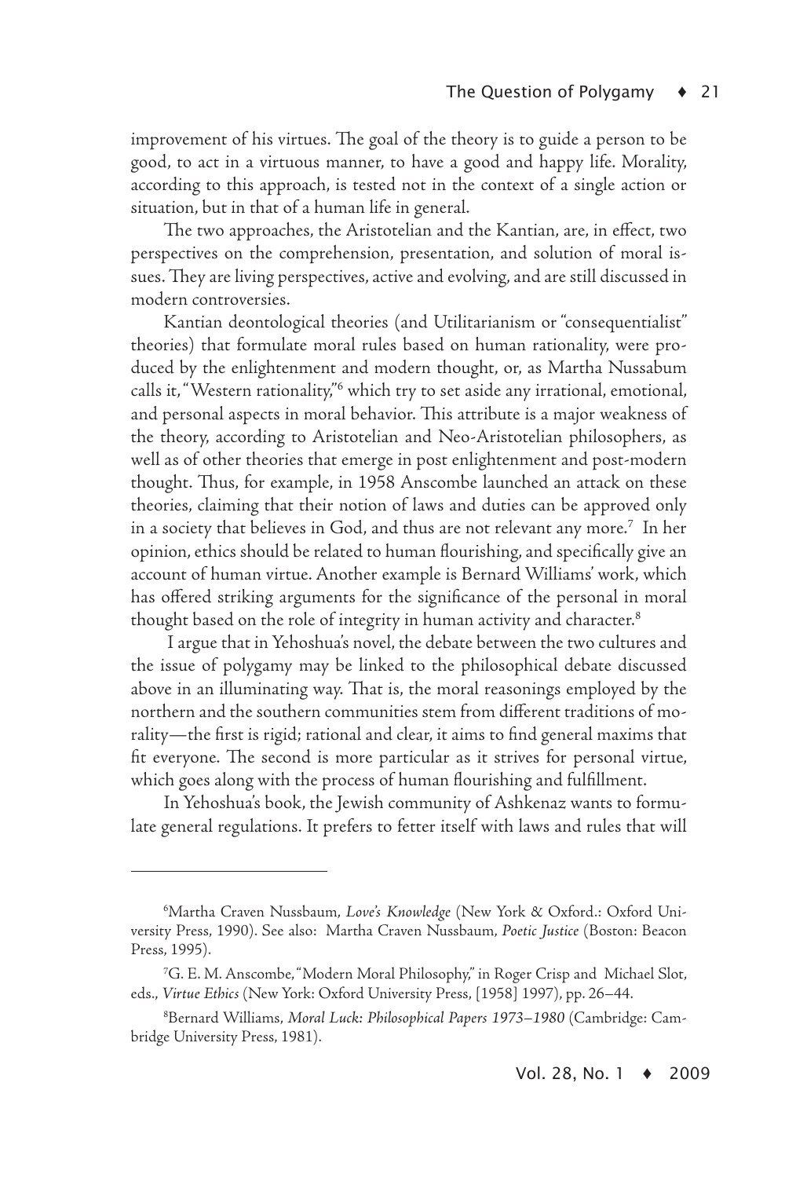improvement of his virtues. The goal of the theory is to guide a person to be good, to act in a virtuous manner, to have a good and happy life. Morality, according to this approach, is tested not in the context of a single action or situation, but in that of a human life in general.

The two approaches, the Aristotelian and the Kantian, are, in effect, two perspectives on the comprehension, presentation, and solution of moral issues. They are living perspectives, active and evolving, and are still discussed in modern controversies.

Kantian deontological theories (and Utilitarianism or "consequentialist" theories) that formulate moral rules based on human rationality, were produced by the enlightenment and modern thought, or, as Martha Nussabum calls it, "Western rationality,"[6] which try to set aside any irrational, emotional, and personal aspects in moral behavior. This attribute is a major weakness of the theory, according to Aristotelian and Neo-Aristotelian philosophers, as well as of other theories that emerge in post enlightenment and post-modern thought. Thus, for example, in 1958 Anscombe launched an attack on these theories, claiming that their notion of laws and duties can be approved only in a society that believes in God, and thus are not relevant any more.[7] In her opinion, ethics should be related to human flourishing, and specifically give an account of human virtue. Another example is Bernard Williams' work, which has offered striking arguments for the significance of the personal in moral thought based on the role of integrity in human activity and character.[8]

I argue that in Yehoshua's novel, the debate between the two cultures and the issue of polygamy may be linked to the philosophical debate discussed above in an illuminating way. That is, the moral reasonings employed by the northern and the southern communities stem from different traditions of morality—the first is rigid; rational and clear, it aims to find general maxims that fit everyone. The second is more particular as it strives for personal virtue, which goes along with the process of human flourishing and fulfillment.

In Yehoshua's book, the Jewish community of Ashkenaz wants to formulate general regulations. It prefers to fetter itself with laws and rules that will

---

[6]Martha Craven Nussbaum, *Love's Knowledge* (New York & Oxford.: Oxford University Press, 1990). See also: Martha Craven Nussbaum, *Poetic Justice* (Boston: Beacon Press, 1995).

[7]G. E. M. Anscombe, "Modern Moral Philosophy," in Roger Crisp and Michael Slot, eds., *Virtue Ethics* (New York: Oxford University Press, [1958] 1997), pp. 26–44.

[8]Bernard Williams, *Moral Luck: Philosophical Papers 1973–1980* (Cambridge: Cambridge University Press, 1981).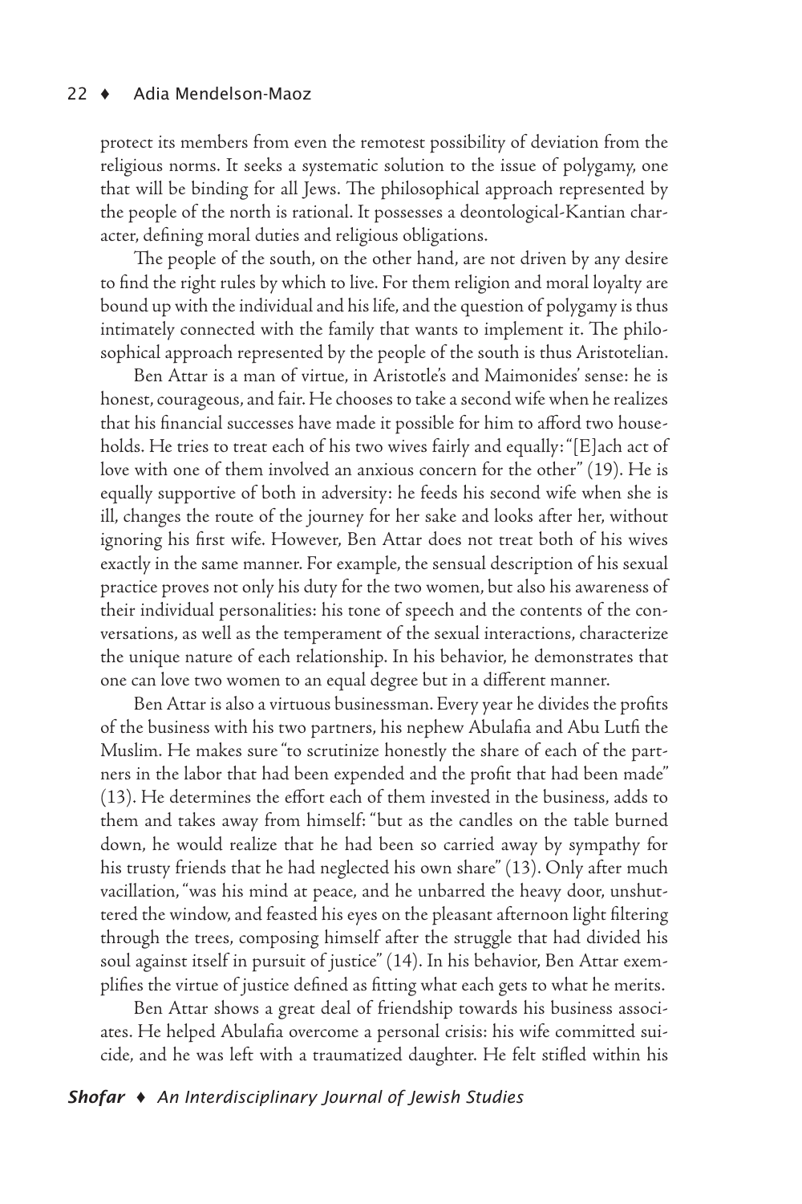protect its members from even the remotest possibility of deviation from the religious norms. It seeks a systematic solution to the issue of polygamy, one that will be binding for all Jews. The philosophical approach represented by the people of the north is rational. It possesses a deontological-Kantian character, defining moral duties and religious obligations.

The people of the south, on the other hand, are not driven by any desire to find the right rules by which to live. For them religion and moral loyalty are bound up with the individual and his life, and the question of polygamy is thus intimately connected with the family that wants to implement it. The philosophical approach represented by the people of the south is thus Aristotelian.

Ben Attar is a man of virtue, in Aristotle's and Maimonides' sense: he is honest, courageous, and fair. He chooses to take a second wife when he realizes that his financial successes have made it possible for him to afford two households. He tries to treat each of his two wives fairly and equally: "[E]ach act of love with one of them involved an anxious concern for the other" (19). He is equally supportive of both in adversity: he feeds his second wife when she is ill, changes the route of the journey for her sake and looks after her, without ignoring his first wife. However, Ben Attar does not treat both of his wives exactly in the same manner. For example, the sensual description of his sexual practice proves not only his duty for the two women, but also his awareness of their individual personalities: his tone of speech and the contents of the conversations, as well as the temperament of the sexual interactions, characterize the unique nature of each relationship. In his behavior, he demonstrates that one can love two women to an equal degree but in a different manner.

Ben Attar is also a virtuous businessman. Every year he divides the profits of the business with his two partners, his nephew Abulafia and Abu Lutfi the Muslim. He makes sure "to scrutinize honestly the share of each of the partners in the labor that had been expended and the profit that had been made" (13). He determines the effort each of them invested in the business, adds to them and takes away from himself: "but as the candles on the table burned down, he would realize that he had been so carried away by sympathy for his trusty friends that he had neglected his own share" (13). Only after much vacillation, "was his mind at peace, and he unbarred the heavy door, unshuttered the window, and feasted his eyes on the pleasant afternoon light filtering through the trees, composing himself after the struggle that had divided his soul against itself in pursuit of justice" (14). In his behavior, Ben Attar exemplifies the virtue of justice defined as fitting what each gets to what he merits.

Ben Attar shows a great deal of friendship towards his business associates. He helped Abulafia overcome a personal crisis: his wife committed suicide, and he was left with a traumatized daughter. He felt stifled within his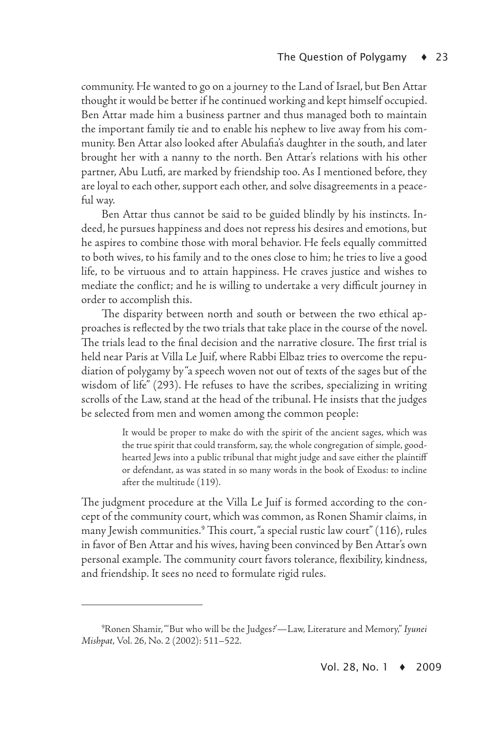community. He wanted to go on a journey to the Land of Israel, but Ben Attar thought it would be better if he continued working and kept himself occupied. Ben Attar made him a business partner and thus managed both to maintain the important family tie and to enable his nephew to live away from his community. Ben Attar also looked after Abulafia's daughter in the south, and later brought her with a nanny to the north. Ben Attar's relations with his other partner, Abu Lutfi, are marked by friendship too. As I mentioned before, they are loyal to each other, support each other, and solve disagreements in a peaceful way.

Ben Attar thus cannot be said to be guided blindly by his instincts. Indeed, he pursues happiness and does not repress his desires and emotions, but he aspires to combine those with moral behavior. He feels equally committed to both wives, to his family and to the ones close to him; he tries to live a good life, to be virtuous and to attain happiness. He craves justice and wishes to mediate the conflict; and he is willing to undertake a very difficult journey in order to accomplish this.

The disparity between north and south or between the two ethical approaches is reflected by the two trials that take place in the course of the novel. The trials lead to the final decision and the narrative closure. The first trial is held near Paris at Villa Le Juif, where Rabbi Elbaz tries to overcome the repudiation of polygamy by "a speech woven not out of texts of the sages but of the wisdom of life" (293). He refuses to have the scribes, specializing in writing scrolls of the Law, stand at the head of the tribunal. He insists that the judges be selected from men and women among the common people:

> It would be proper to make do with the spirit of the ancient sages, which was the true spirit that could transform, say, the whole congregation of simple, good-hearted Jews into a public tribunal that might judge and save either the plaintiff or defendant, as was stated in so many words in the book of Exodus: to incline after the multitude (119).

The judgment procedure at the Villa Le Juif is formed according to the concept of the community court, which was common, as Ronen Shamir claims, in many Jewish communities.[9] This court, "a special rustic law court" (116), rules in favor of Ben Attar and his wives, having been convinced by Ben Attar's own personal example. The community court favors tolerance, flexibility, kindness, and friendship. It sees no need to formulate rigid rules.

---

[9] Ronen Shamir, "'But who will be the Judges?'—Law, Literature and Memory," *Iyunei Mishpat*, Vol. 26, No. 2 (2002): 511–522.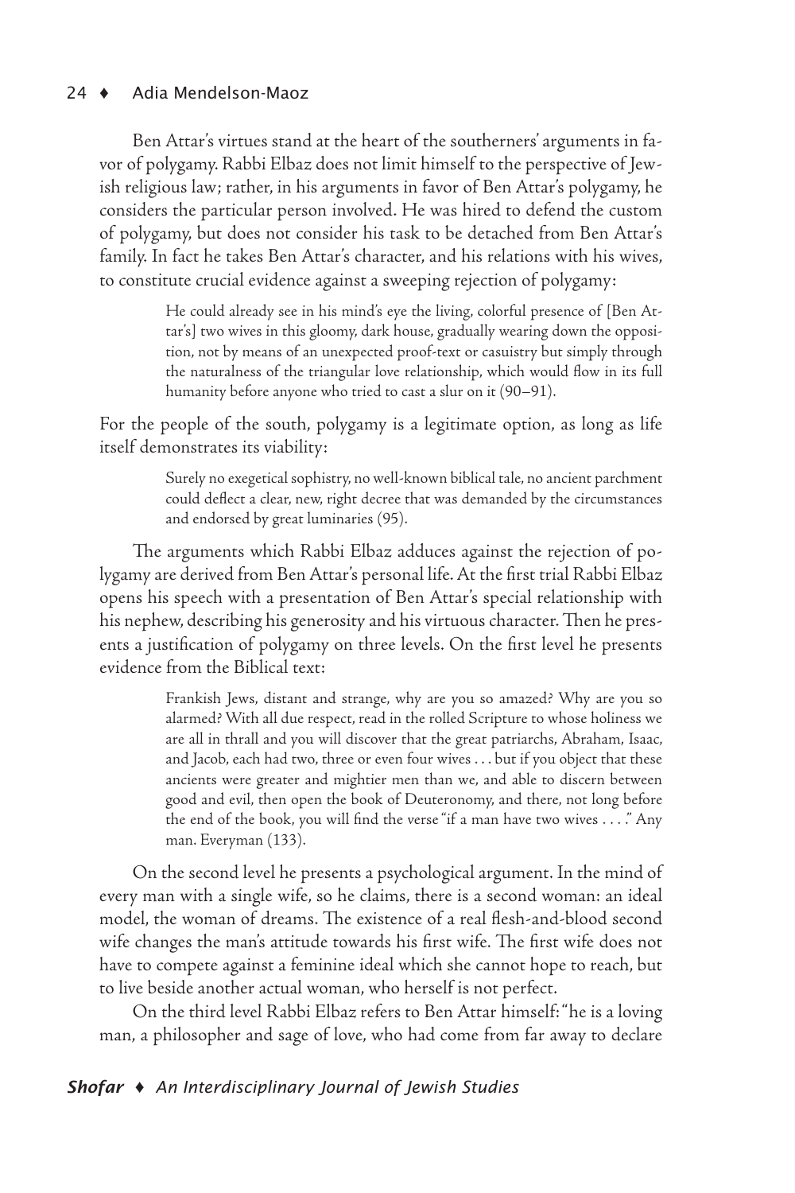Ben Attar's virtues stand at the heart of the southerners' arguments in favor of polygamy. Rabbi Elbaz does not limit himself to the perspective of Jewish religious law; rather, in his arguments in favor of Ben Attar's polygamy, he considers the particular person involved. He was hired to defend the custom of polygamy, but does not consider his task to be detached from Ben Attar's family. In fact he takes Ben Attar's character, and his relations with his wives, to constitute crucial evidence against a sweeping rejection of polygamy:

> He could already see in his mind's eye the living, colorful presence of [Ben Attar's] two wives in this gloomy, dark house, gradually wearing down the opposition, not by means of an unexpected proof-text or casuistry but simply through the naturalness of the triangular love relationship, which would flow in its full humanity before anyone who tried to cast a slur on it (90–91).

For the people of the south, polygamy is a legitimate option, as long as life itself demonstrates its viability:

> Surely no exegetical sophistry, no well-known biblical tale, no ancient parchment could deflect a clear, new, right decree that was demanded by the circumstances and endorsed by great luminaries (95).

The arguments which Rabbi Elbaz adduces against the rejection of polygamy are derived from Ben Attar's personal life. At the first trial Rabbi Elbaz opens his speech with a presentation of Ben Attar's special relationship with his nephew, describing his generosity and his virtuous character. Then he presents a justification of polygamy on three levels. On the first level he presents evidence from the Biblical text:

> Frankish Jews, distant and strange, why are you so amazed? Why are you so alarmed? With all due respect, read in the rolled Scripture to whose holiness we are all in thrall and you will discover that the great patriarchs, Abraham, Isaac, and Jacob, each had two, three or even four wives . . . but if you object that these ancients were greater and mightier men than we, and able to discern between good and evil, then open the book of Deuteronomy, and there, not long before the end of the book, you will find the verse "if a man have two wives . . . ." Any man. Everyman (133).

On the second level he presents a psychological argument. In the mind of every man with a single wife, so he claims, there is a second woman: an ideal model, the woman of dreams. The existence of a real flesh-and-blood second wife changes the man's attitude towards his first wife. The first wife does not have to compete against a feminine ideal which she cannot hope to reach, but to live beside another actual woman, who herself is not perfect.

On the third level Rabbi Elbaz refers to Ben Attar himself: "he is a loving man, a philosopher and sage of love, who had come from far away to declare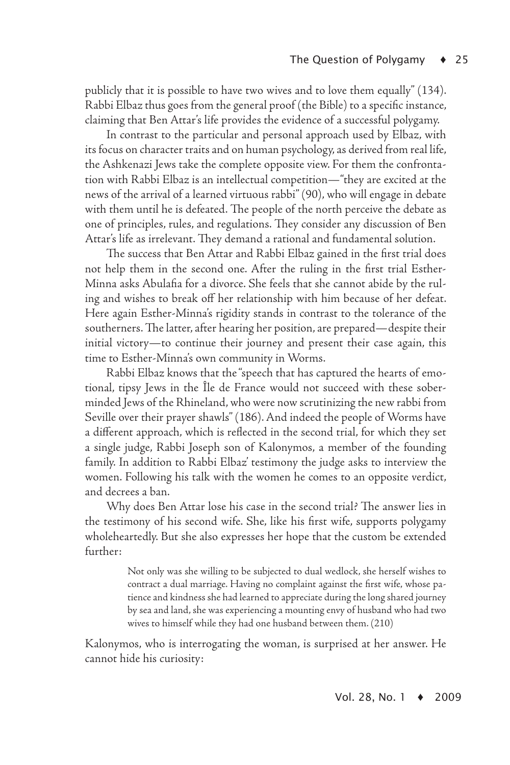publicly that it is possible to have two wives and to love them equally" (134). Rabbi Elbaz thus goes from the general proof (the Bible) to a specific instance, claiming that Ben Attar's life provides the evidence of a successful polygamy.

In contrast to the particular and personal approach used by Elbaz, with its focus on character traits and on human psychology, as derived from real life, the Ashkenazi Jews take the complete opposite view. For them the confrontation with Rabbi Elbaz is an intellectual competition—"they are excited at the news of the arrival of a learned virtuous rabbi" (90), who will engage in debate with them until he is defeated. The people of the north perceive the debate as one of principles, rules, and regulations. They consider any discussion of Ben Attar's life as irrelevant. They demand a rational and fundamental solution.

The success that Ben Attar and Rabbi Elbaz gained in the first trial does not help them in the second one. After the ruling in the first trial Esther-Minna asks Abulafia for a divorce. She feels that she cannot abide by the ruling and wishes to break off her relationship with him because of her defeat. Here again Esther-Minna's rigidity stands in contrast to the tolerance of the southerners. The latter, after hearing her position, are prepared—despite their initial victory—to continue their journey and present their case again, this time to Esther-Minna's own community in Worms.

Rabbi Elbaz knows that the "speech that has captured the hearts of emotional, tipsy Jews in the Île de France would not succeed with these soberminded Jews of the Rhineland, who were now scrutinizing the new rabbi from Seville over their prayer shawls" (186). And indeed the people of Worms have a different approach, which is reflected in the second trial, for which they set a single judge, Rabbi Joseph son of Kalonymos, a member of the founding family. In addition to Rabbi Elbaz' testimony the judge asks to interview the women. Following his talk with the women he comes to an opposite verdict, and decrees a ban.

Why does Ben Attar lose his case in the second trial? The answer lies in the testimony of his second wife. She, like his first wife, supports polygamy wholeheartedly. But she also expresses her hope that the custom be extended further:

> Not only was she willing to be subjected to dual wedlock, she herself wishes to contract a dual marriage. Having no complaint against the first wife, whose patience and kindness she had learned to appreciate during the long shared journey by sea and land, she was experiencing a mounting envy of husband who had two wives to himself while they had one husband between them. (210)

Kalonymos, who is interrogating the woman, is surprised at her answer. He cannot hide his curiosity: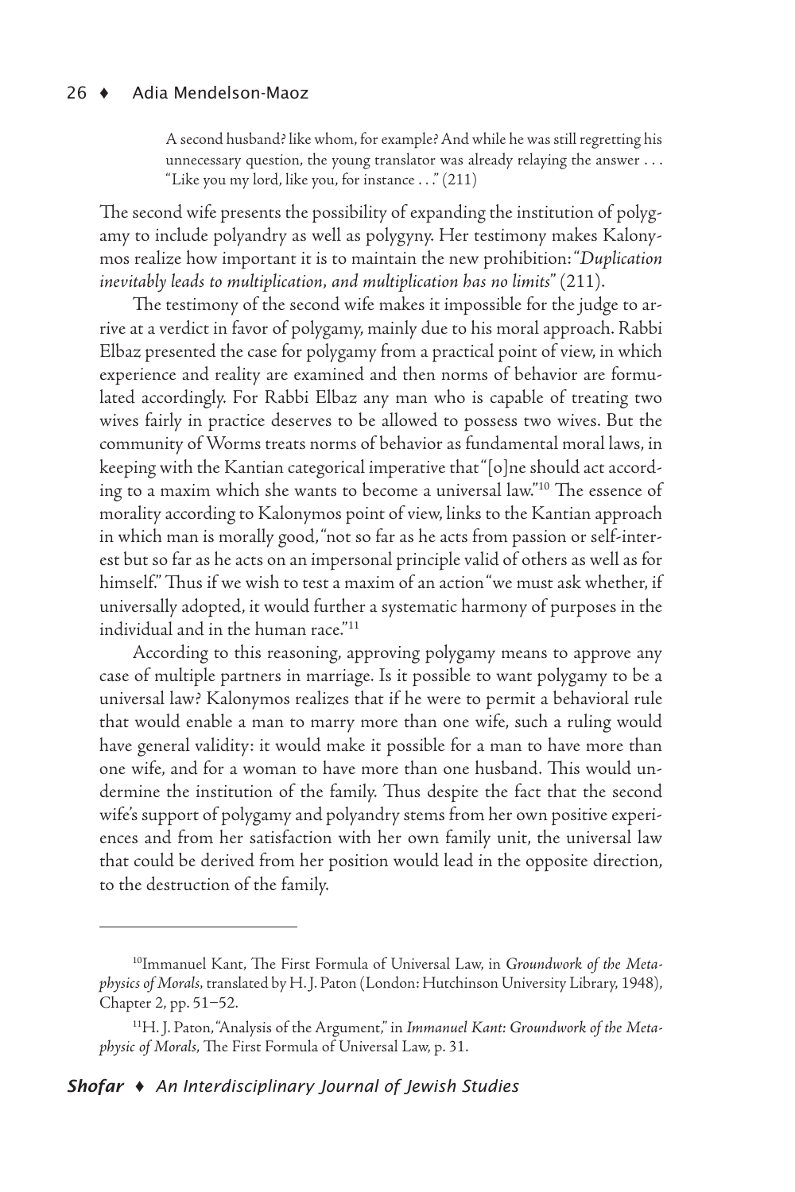> A second husband? like whom, for example? And while he was still regretting his unnecessary question, the young translator was already relaying the answer . . . "Like you my lord, like you, for instance . . ." (211)

The second wife presents the possibility of expanding the institution of polygamy to include polyandry as well as polygyny. Her testimony makes Kalonymos realize how important it is to maintain the new prohibition: "*Duplication inevitably leads to multiplication, and multiplication has no limits*" (211).

The testimony of the second wife makes it impossible for the judge to arrive at a verdict in favor of polygamy, mainly due to his moral approach. Rabbi Elbaz presented the case for polygamy from a practical point of view, in which experience and reality are examined and then norms of behavior are formulated accordingly. For Rabbi Elbaz any man who is capable of treating two wives fairly in practice deserves to be allowed to possess two wives. But the community of Worms treats norms of behavior as fundamental moral laws, in keeping with the Kantian categorical imperative that "[o]ne should act according to a maxim which she wants to become a universal law."[10] The essence of morality according to Kalonymos point of view, links to the Kantian approach in which man is morally good, "not so far as he acts from passion or self-interest but so far as he acts on an impersonal principle valid of others as well as for himself." Thus if we wish to test a maxim of an action "we must ask whether, if universally adopted, it would further a systematic harmony of purposes in the individual and in the human race."[11]

According to this reasoning, approving polygamy means to approve any case of multiple partners in marriage. Is it possible to want polygamy to be a universal law? Kalonymos realizes that if he were to permit a behavioral rule that would enable a man to marry more than one wife, such a ruling would have general validity: it would make it possible for a man to have more than one wife, and for a woman to have more than one husband. This would undermine the institution of the family. Thus despite the fact that the second wife's support of polygamy and polyandry stems from her own positive experiences and from her satisfaction with her own family unit, the universal law that could be derived from her position would lead in the opposite direction, to the destruction of the family.

---

[10] Immanuel Kant, The First Formula of Universal Law, in *Groundwork of the Metaphysics of Morals*, translated by H. J. Paton (London: Hutchinson University Library, 1948), Chapter 2, pp. 51–52.

[11] H. J. Paton, "Analysis of the Argument," in *Immanuel Kant: Groundwork of the Metaphysic of Morals*, The First Formula of Universal Law, p. 31.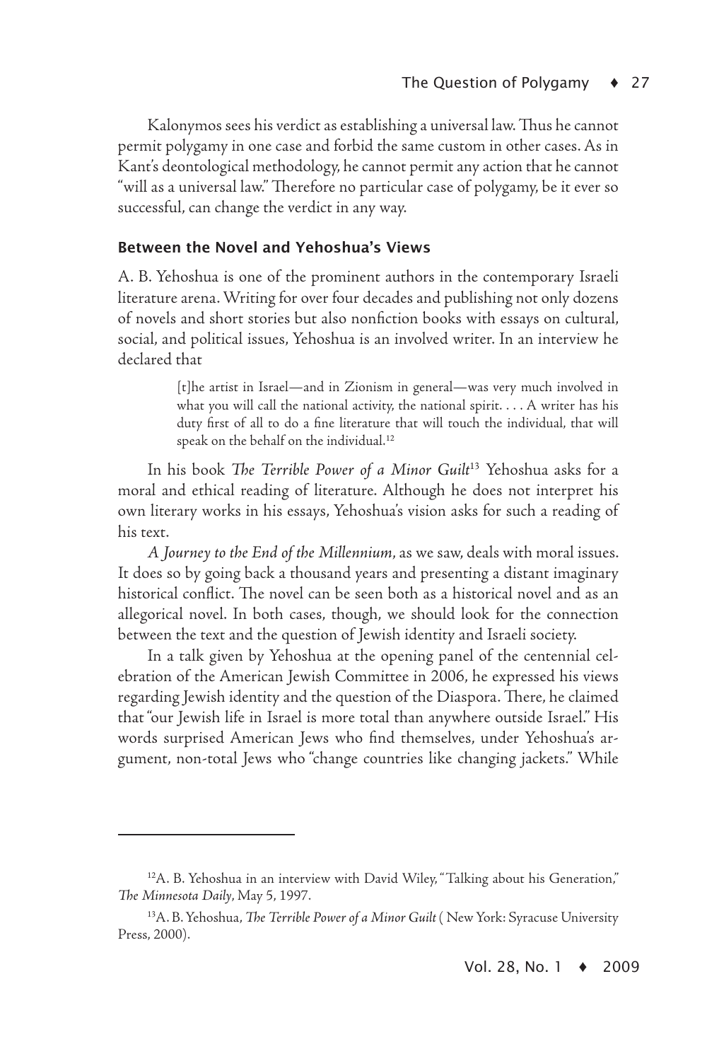Kalonymos sees his verdict as establishing a universal law. Thus he cannot permit polygamy in one case and forbid the same custom in other cases. As in Kant's deontological methodology, he cannot permit any action that he cannot "will as a universal law." Therefore no particular case of polygamy, be it ever so successful, can change the verdict in any way.

### Between the Novel and Yehoshua's Views

A. B. Yehoshua is one of the prominent authors in the contemporary Israeli literature arena. Writing for over four decades and publishing not only dozens of novels and short stories but also nonfiction books with essays on cultural, social, and political issues, Yehoshua is an involved writer. In an interview he declared that

> [t]he artist in Israel—and in Zionism in general—was very much involved in what you will call the national activity, the national spirit. . . . A writer has his duty first of all to do a fine literature that will touch the individual, that will speak on the behalf on the individual.[12]

In his book *The Terrible Power of a Minor Guilt*[13] Yehoshua asks for a moral and ethical reading of literature. Although he does not interpret his own literary works in his essays, Yehoshua's vision asks for such a reading of his text.

*A Journey to the End of the Millennium*, as we saw, deals with moral issues. It does so by going back a thousand years and presenting a distant imaginary historical conflict. The novel can be seen both as a historical novel and as an allegorical novel. In both cases, though, we should look for the connection between the text and the question of Jewish identity and Israeli society.

In a talk given by Yehoshua at the opening panel of the centennial celebration of the American Jewish Committee in 2006, he expressed his views regarding Jewish identity and the question of the Diaspora. There, he claimed that "our Jewish life in Israel is more total than anywhere outside Israel." His words surprised American Jews who find themselves, under Yehoshua's argument, non-total Jews who "change countries like changing jackets." While

---

[12] A. B. Yehoshua in an interview with David Wiley, "Talking about his Generation," *The Minnesota Daily*, May 5, 1997.

[13] A. B. Yehoshua, *The Terrible Power of a Minor Guilt* ( New York: Syracuse University Press, 2000).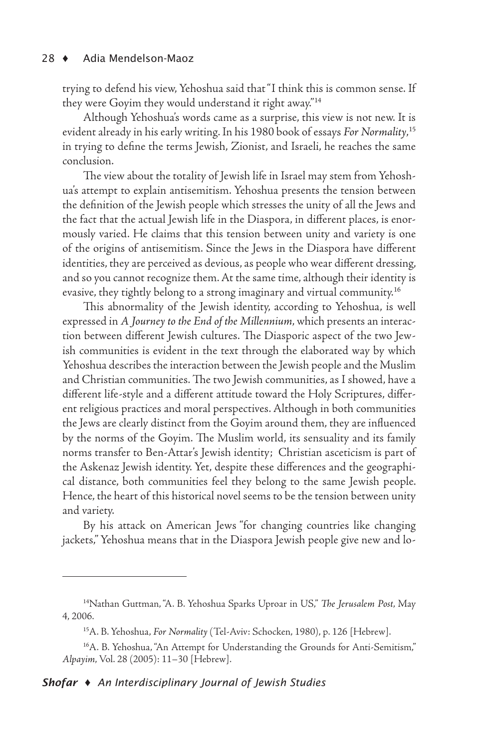trying to defend his view, Yehoshua said that "I think this is common sense. If they were Goyim they would understand it right away."[14]

Although Yehoshua's words came as a surprise, this view is not new. It is evident already in his early writing. In his 1980 book of essays *For Normality*,[15] in trying to define the terms Jewish, Zionist, and Israeli, he reaches the same conclusion.

The view about the totality of Jewish life in Israel may stem from Yehoshua's attempt to explain antisemitism. Yehoshua presents the tension between the definition of the Jewish people which stresses the unity of all the Jews and the fact that the actual Jewish life in the Diaspora, in different places, is enormously varied. He claims that this tension between unity and variety is one of the origins of antisemitism. Since the Jews in the Diaspora have different identities, they are perceived as devious, as people who wear different dressing, and so you cannot recognize them. At the same time, although their identity is evasive, they tightly belong to a strong imaginary and virtual community.[16]

This abnormality of the Jewish identity, according to Yehoshua, is well expressed in *A Journey to the End of the Millennium*, which presents an interaction between different Jewish cultures. The Diasporic aspect of the two Jewish communities is evident in the text through the elaborated way by which Yehoshua describes the interaction between the Jewish people and the Muslim and Christian communities. The two Jewish communities, as I showed, have a different life-style and a different attitude toward the Holy Scriptures, different religious practices and moral perspectives. Although in both communities the Jews are clearly distinct from the Goyim around them, they are influenced by the norms of the Goyim. The Muslim world, its sensuality and its family norms transfer to Ben-Attar's Jewish identity; Christian asceticism is part of the Askenaz Jewish identity. Yet, despite these differences and the geographical distance, both communities feel they belong to the same Jewish people. Hence, the heart of this historical novel seems to be the tension between unity and variety.

By his attack on American Jews "for changing countries like changing jackets," Yehoshua means that in the Diaspora Jewish people give new and lo-

---

[14] Nathan Guttman, "A. B. Yehoshua Sparks Uproar in US," *The Jerusalem Post*, May 4, 2006.

[15] A. B. Yehoshua, *For Normality* (Tel-Aviv: Schocken, 1980), p. 126 [Hebrew].

[16] A. B. Yehoshua, "An Attempt for Understanding the Grounds for Anti-Semitism," *Alpayim*, Vol. 28 (2005): 11–30 [Hebrew].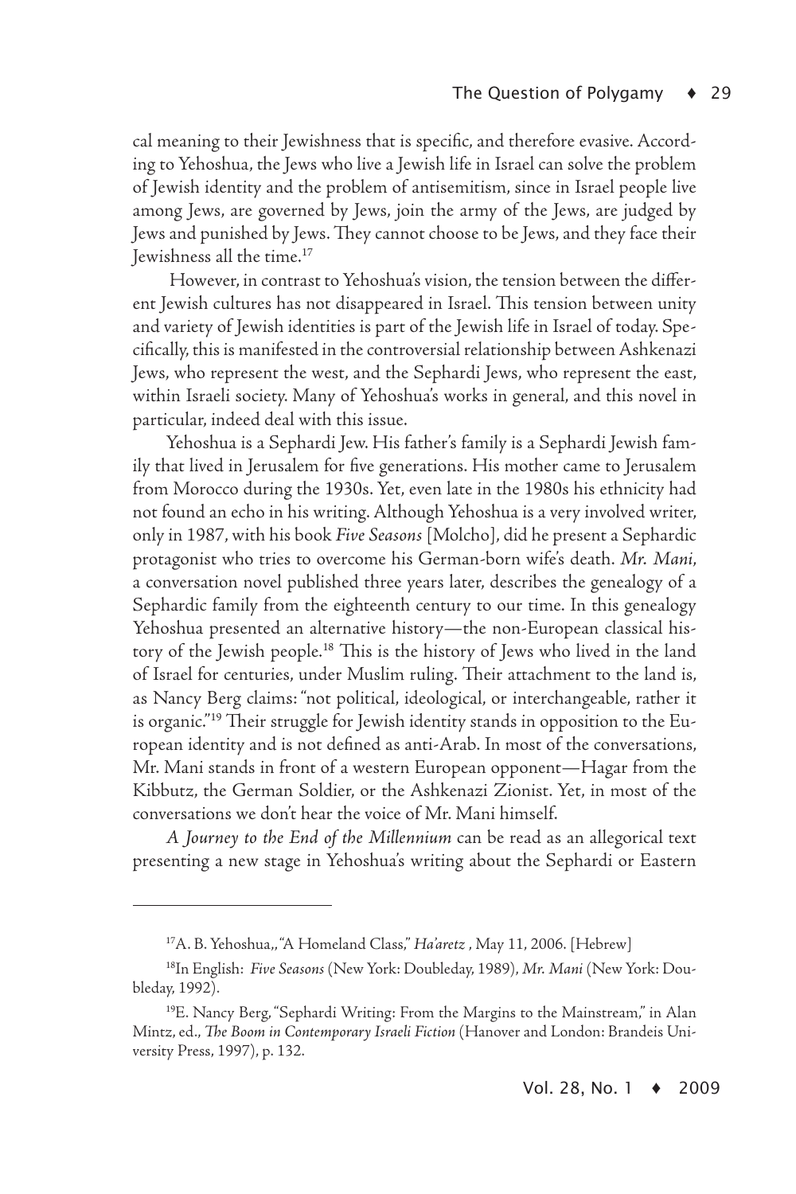cal meaning to their Jewishness that is specific, and therefore evasive. According to Yehoshua, the Jews who live a Jewish life in Israel can solve the problem of Jewish identity and the problem of antisemitism, since in Israel people live among Jews, are governed by Jews, join the army of the Jews, are judged by Jews and punished by Jews. They cannot choose to be Jews, and they face their Jewishness all the time.[17]

However, in contrast to Yehoshua's vision, the tension between the different Jewish cultures has not disappeared in Israel. This tension between unity and variety of Jewish identities is part of the Jewish life in Israel of today. Specifically, this is manifested in the controversial relationship between Ashkenazi Jews, who represent the west, and the Sephardi Jews, who represent the east, within Israeli society. Many of Yehoshua's works in general, and this novel in particular, indeed deal with this issue.

Yehoshua is a Sephardi Jew. His father's family is a Sephardi Jewish family that lived in Jerusalem for five generations. His mother came to Jerusalem from Morocco during the 1930s. Yet, even late in the 1980s his ethnicity had not found an echo in his writing. Although Yehoshua is a very involved writer, only in 1987, with his book *Five Seasons* [Molcho], did he present a Sephardic protagonist who tries to overcome his German-born wife's death. *Mr. Mani*, a conversation novel published three years later, describes the genealogy of a Sephardic family from the eighteenth century to our time. In this genealogy Yehoshua presented an alternative history—the non-European classical history of the Jewish people.[18] This is the history of Jews who lived in the land of Israel for centuries, under Muslim ruling. Their attachment to the land is, as Nancy Berg claims: "not political, ideological, or interchangeable, rather it is organic."[19] Their struggle for Jewish identity stands in opposition to the European identity and is not defined as anti-Arab. In most of the conversations, Mr. Mani stands in front of a western European opponent—Hagar from the Kibbutz, the German Soldier, or the Ashkenazi Zionist. Yet, in most of the conversations we don't hear the voice of Mr. Mani himself.

*A Journey to the End of the Millennium* can be read as an allegorical text presenting a new stage in Yehoshua's writing about the Sephardi or Eastern

---

[17] A. B. Yehoshua,, "A Homeland Class," *Ha'aretz* , May 11, 2006. [Hebrew]

[18] In English: *Five Seasons* (New York: Doubleday, 1989), *Mr. Mani* (New York: Doubleday, 1992).

[19] E. Nancy Berg, "Sephardi Writing: From the Margins to the Mainstream," in Alan Mintz, ed., *The Boom in Contemporary Israeli Fiction* (Hanover and London: Brandeis University Press, 1997), p. 132.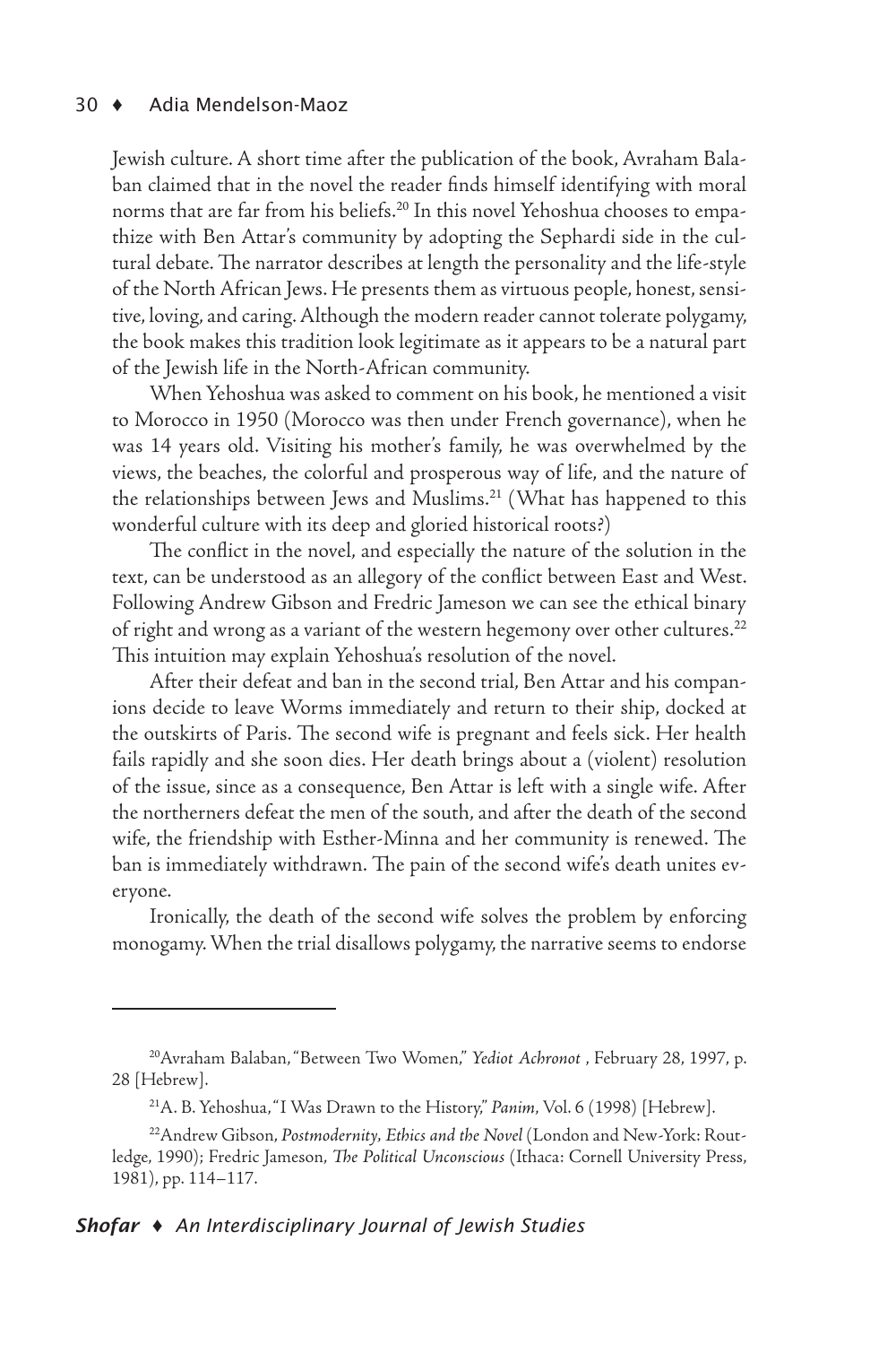Jewish culture. A short time after the publication of the book, Avraham Balaban claimed that in the novel the reader finds himself identifying with moral norms that are far from his beliefs.[20] In this novel Yehoshua chooses to empathize with Ben Attar's community by adopting the Sephardi side in the cultural debate. The narrator describes at length the personality and the life-style of the North African Jews. He presents them as virtuous people, honest, sensitive, loving, and caring. Although the modern reader cannot tolerate polygamy, the book makes this tradition look legitimate as it appears to be a natural part of the Jewish life in the North-African community.

When Yehoshua was asked to comment on his book, he mentioned a visit to Morocco in 1950 (Morocco was then under French governance), when he was 14 years old. Visiting his mother's family, he was overwhelmed by the views, the beaches, the colorful and prosperous way of life, and the nature of the relationships between Jews and Muslims.[21] (What has happened to this wonderful culture with its deep and gloried historical roots?)

The conflict in the novel, and especially the nature of the solution in the text, can be understood as an allegory of the conflict between East and West. Following Andrew Gibson and Fredric Jameson we can see the ethical binary of right and wrong as a variant of the western hegemony over other cultures.[22] This intuition may explain Yehoshua's resolution of the novel.

After their defeat and ban in the second trial, Ben Attar and his companions decide to leave Worms immediately and return to their ship, docked at the outskirts of Paris. The second wife is pregnant and feels sick. Her health fails rapidly and she soon dies. Her death brings about a (violent) resolution of the issue, since as a consequence, Ben Attar is left with a single wife. After the northerners defeat the men of the south, and after the death of the second wife, the friendship with Esther-Minna and her community is renewed. The ban is immediately withdrawn. The pain of the second wife's death unites everyone.

Ironically, the death of the second wife solves the problem by enforcing monogamy. When the trial disallows polygamy, the narrative seems to endorse

---

[20] Avraham Balaban, "Between Two Women," *Yediot Achronot* , February 28, 1997, p. 28 [Hebrew].

[21] A. B. Yehoshua, "I Was Drawn to the History," *Panim*, Vol. 6 (1998) [Hebrew].

[22] Andrew Gibson, *Postmodernity, Ethics and the Novel* (London and New-York: Routledge, 1990); Fredric Jameson, *The Political Unconscious* (Ithaca: Cornell University Press, 1981), pp. 114–117.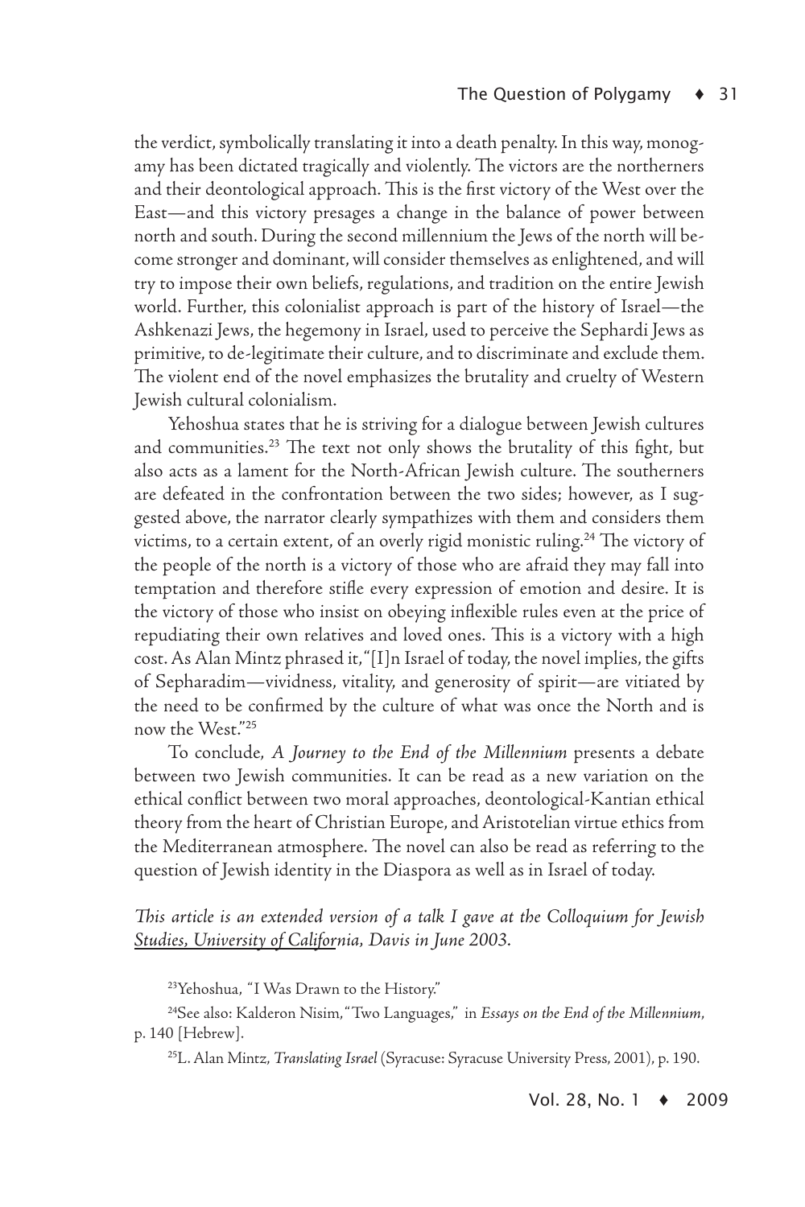the verdict, symbolically translating it into a death penalty. In this way, monogamy has been dictated tragically and violently. The victors are the northerners and their deontological approach. This is the first victory of the West over the East—and this victory presages a change in the balance of power between north and south. During the second millennium the Jews of the north will become stronger and dominant, will consider themselves as enlightened, and will try to impose their own beliefs, regulations, and tradition on the entire Jewish world. Further, this colonialist approach is part of the history of Israel—the Ashkenazi Jews, the hegemony in Israel, used to perceive the Sephardi Jews as primitive, to de-legitimate their culture, and to discriminate and exclude them. The violent end of the novel emphasizes the brutality and cruelty of Western Jewish cultural colonialism.

Yehoshua states that he is striving for a dialogue between Jewish cultures and communities.[23] The text not only shows the brutality of this fight, but also acts as a lament for the North-African Jewish culture. The southerners are defeated in the confrontation between the two sides; however, as I suggested above, the narrator clearly sympathizes with them and considers them victims, to a certain extent, of an overly rigid monistic ruling.[24] The victory of the people of the north is a victory of those who are afraid they may fall into temptation and therefore stifle every expression of emotion and desire. It is the victory of those who insist on obeying inflexible rules even at the price of repudiating their own relatives and loved ones. This is a victory with a high cost. As Alan Mintz phrased it, "[I]n Israel of today, the novel implies, the gifts of Sepharadim—vividness, vitality, and generosity of spirit—are vitiated by the need to be confirmed by the culture of what was once the North and is now the West."[25]

To conclude, *A Journey to the End of the Millennium* presents a debate between two Jewish communities. It can be read as a new variation on the ethical conflict between two moral approaches, deontological-Kantian ethical theory from the heart of Christian Europe, and Aristotelian virtue ethics from the Mediterranean atmosphere. The novel can also be read as referring to the question of Jewish identity in the Diaspora as well as in Israel of today.

*This article is an extended version of a talk I gave at the Colloquium for Jewish Studies, University of California, Davis in June 2003.*

[23]Yehoshua, "I Was Drawn to the History."

[24]See also: Kalderon Nisim, "Two Languages," in *Essays on the End of the Millennium*, p. 140 [Hebrew].

[25]L. Alan Mintz, *Translating Israel* (Syracuse: Syracuse University Press, 2001), p. 190.